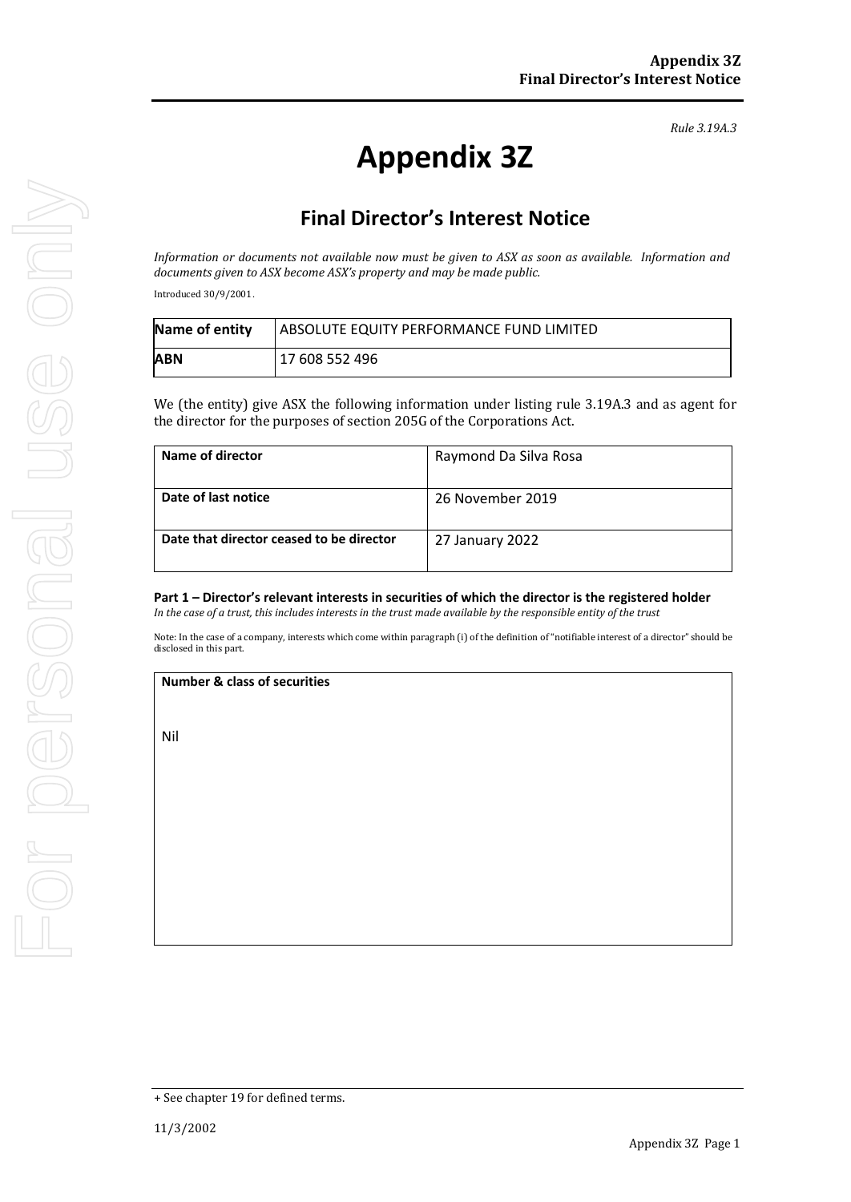*Rule 3.19A.3*

# Appendix 3Z

## Final Director's Interest Notice

*Information or documents not available now must be given to ASX as soon as available. Information and documents given to ASX become ASX's property and may be made public.*

Introduced 30/9/2001.

| **Name of entity** | ABSOLUTE EQUITY PERFORMANCE FUND LIMITED |
|---|---|
| **ABN** | 17 608 552 496 |

We (the entity) give ASX the following information under listing rule 3.19A.3 and as agent for the director for the purposes of section 205G of the Corporations Act.

| **Name of director** | Raymond Da Silva Rosa |
|---|---|
| **Date of last notice** | 26 November 2019 |
| **Date that director ceased to be director** | 27 January 2022 |

### Part 1 – Director's relevant interests in securities of which the director is the registered holder

*In the case of a trust, this includes interests in the trust made available by the responsible entity of the trust*

Note: In the case of a company, interests which come within paragraph (i) of the definition of "notifiable interest of a director" should be disclosed in this part.

| **Number & class of securities** |
|---|
| Nil |

+ See chapter 19 for defined terms.

11/3/2002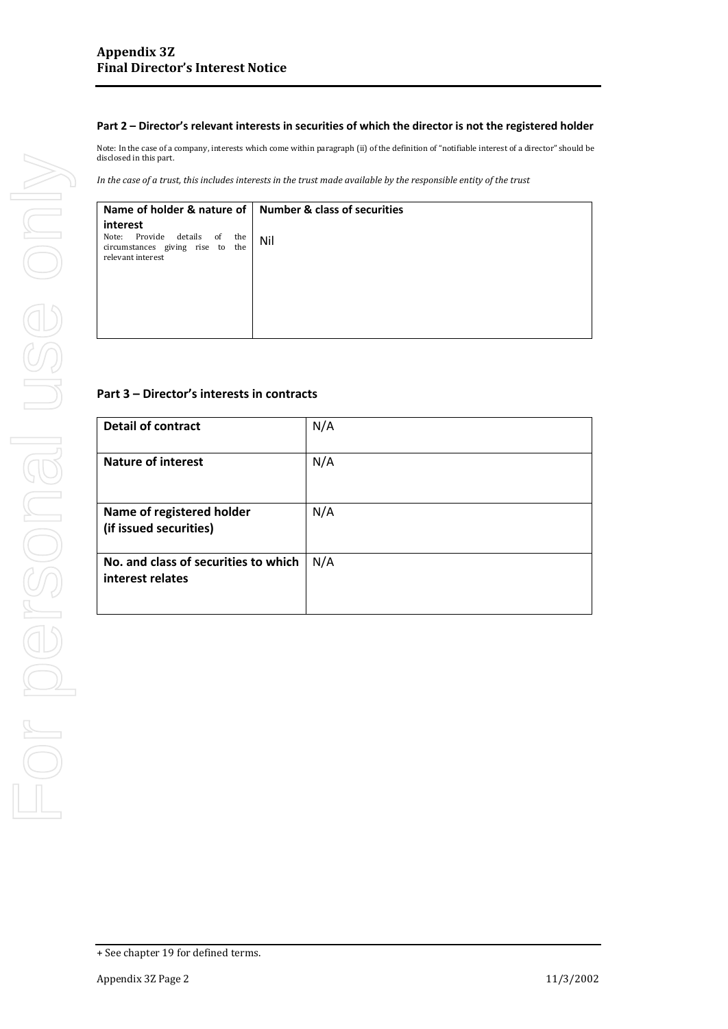## Part 2 – Director's relevant interests in securities of which the director is not the registered holder

Note: In the case of a company, interests which come within paragraph (ii) of the definition of "notifiable interest of a director" should be disclosed in this part.

*In the case of a trust, this includes interests in the trust made available by the responsible entity of the trust*

| **Name of holder & nature of interest**<br>Note: Provide details of the circumstances giving rise to the relevant interest | **Number & class of securities** |
|---|---|
| | Nil |

## Part 3 – Director's interests in contracts

| | |
|---|---|
| **Detail of contract** | N/A |
| **Nature of interest** | N/A |
| **Name of registered holder (if issued securities)** | N/A |
| **No. and class of securities to which interest relates** | N/A |

+ See chapter 19 for defined terms.